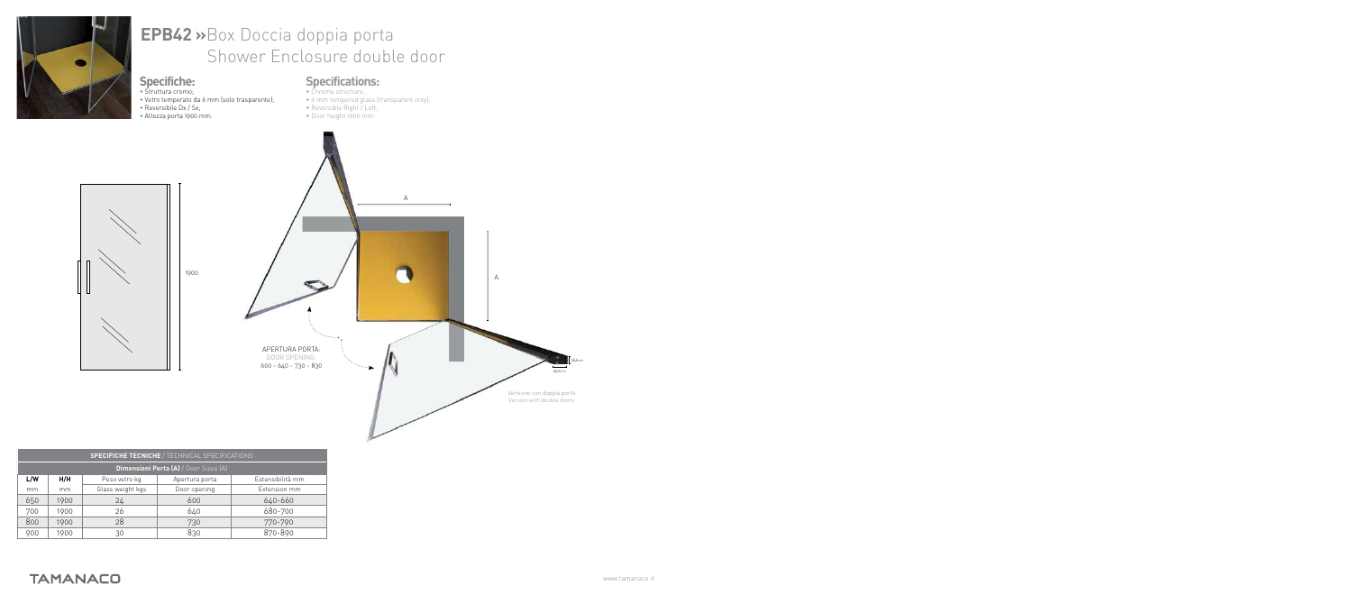# EPB42 »Box Doccia doppia porta
## Shower Enclosure double door

### Specifiche:
- Struttura cromo;
- Vetro temperato da 6 mm (solo trasparente);
- Reversibile Dx / Sx;
- Altezza porta 1900 mm.

### Specifications:
- Chrome structure;
- 6 mm tempered glass (transparent only);
- Reversible Right / Left;
- Door height 1900 mm.

1900

A

A

APERTURA PORTA:
DOOR OPENING:
600 - 640 - 730 - 830

Versione con doppia porta
Version with double doors

| SPECIFICHE TECNICHE / TECHNICAL SPECIFICATIONS | | | | |
|---|---|---|---|---|
| Dimensioni Porta (A) / Door Sizes (A) | | | | |
| L/W | H/H | Peso vetro kg | Apertura porta | Estensibilità mm |
| mm | mm | Glass weight kgs | Door opening | Extension mm |
| 650 | 1900 | 24 | 600 | 640-660 |
| 700 | 1900 | 26 | 640 | 680-700 |
| 800 | 1900 | 28 | 730 | 770-790 |
| 900 | 1900 | 30 | 830 | 870-890 |

TAMANACO

www.tamanaco.it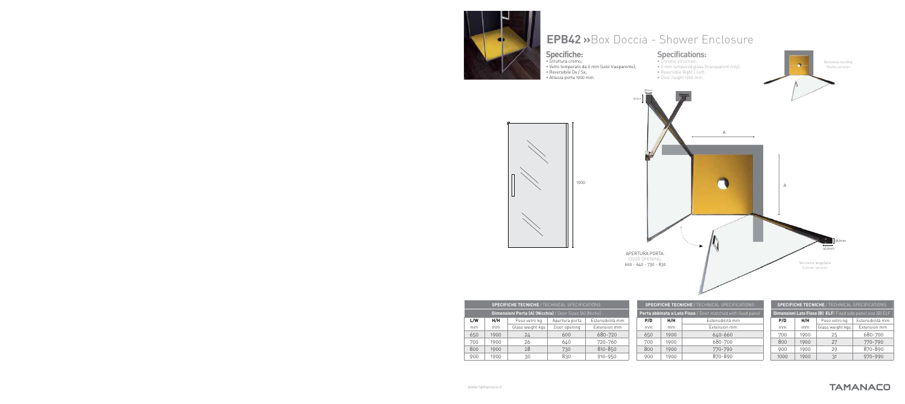# EPB42 »Box Doccia - Shower Enclosure

## Specifiche:

- Struttura cromo;
- Vetro temperato da 6 mm (solo trasparente);
- Reversibile Dx / Sx;
- Altezza porta 1900 mm.

## Specifications:

- Chrome structure;
- 6 mm tempered glass (transparent only);
- Reversible Right / Left;
- Door height 1900 mm.

1900

A

A

Versione nicchia
Niche version

Versione angolare
Corner version

APERTURA PORTA:
DOOR OPENING:
600 - 640 - 730 - 830

| SPECIFICHE TECNICHE / TECHNICAL SPECIFICATIONS | | | | |
|---|---|---|---|---|
| **Dimensioni Porta (A) (Nicchia)** / Door Sizes (A) (Niche) | | | | |
| **L/W** | **H/H** | Peso vetro kg | Apertura porta | Estensibilità mm |
| mm | mm | Glass weight kgs | Door opening | Extension mm |
| 650 | 1900 | 24 | 600 | 680-720 |
| 700 | 1900 | 26 | 640 | 720-760 |
| 800 | 1900 | 28 | 730 | 810-850 |
| 900 | 1900 | 30 | 830 | 910-950 |

| SPECIFICHE TECNICHE / TECHNICAL SPECIFICATIONS | | |
|---|---|---|
| **Porta abbinata a Lato Fisso** / Door matched with fixed panel | | |
| **P/D** | **H/H** | Estensibilità mm |
| mm | mm | Extension mm |
| 650 | 1900 | 640-660 |
| 700 | 1900 | 680-700 |
| 800 | 1900 | 770-790 |
| 900 | 1900 | 870-890 |

| SPECIFICHE TECNICHE / TECHNICAL SPECIFICATIONS | | | |
|---|---|---|---|
| **Dimensioni Lato Fisso (B) ELF** / Fixed side panel size (B) ELF | | | |
| **P/D** | **H/H** | Peso vetro kg | Estensibilità mm |
| mm | mm | Glass weight kgs | Extension mm |
| 700 | 1900 | 25 | 680-700 |
| 800 | 1900 | 27 | 770-790 |
| 900 | 1900 | 29 | 870-890 |
| 1000 | 1900 | 31 | 970-990 |

www.tamanaco.it

TAMANACO